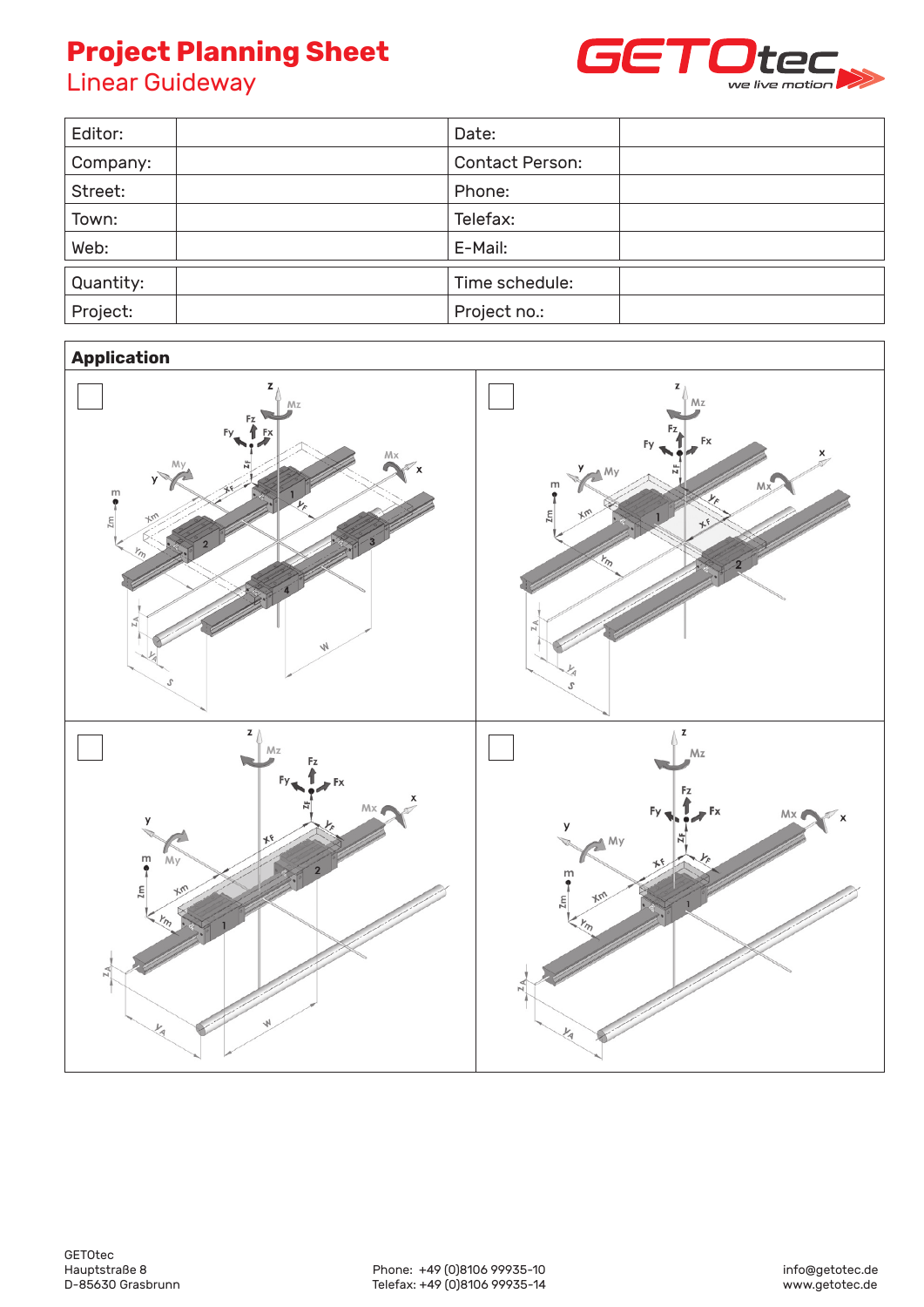# Project Planning Sheet

## Linear Guideway

| Editor: | | Date: | |
|---|---|---|---|
| Company: | | Contact Person: | |
| Street: | | Phone: | |
| Town: | | Telefax: | |
| Web: | | E-Mail: | |

| Quantity: | | Time schedule: | |
|---|---|---|---|
| Project: | | Project no.: | |

**Application**

GETOtec
Hauptstraße 8
D-85630 Grasbrunn

Phone: +49 (0)8106 99935-10
Telefax: +49 (0)8106 99935-14

info@getotec.de
www.getotec.de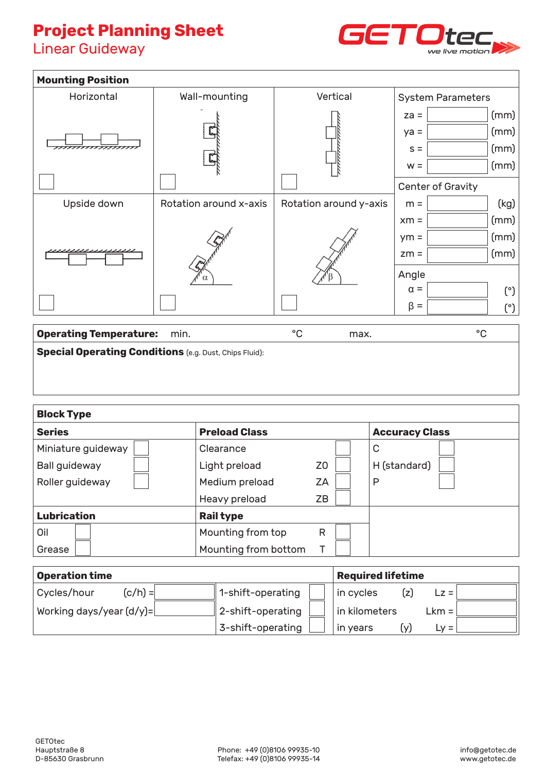# Project Planning Sheet

## Linear Guideway

GETOtec – we live motion

| Mounting Position | | | |
|---|---|---|---|
| Horizontal ☐ | Wall-mounting ☐ | Vertical ☐ | **System Parameters**<br>za = ____ (mm)<br>ya = ____ (mm)<br>s = ____ (mm)<br>w = ____ (mm) |
| Upside down ☐ | Rotation around x-axis ☐ | Rotation around y-axis ☐ | **Center of Gravity**<br>m = ____ (kg)<br>xm = ____ (mm)<br>ym = ____ (mm)<br>zm = ____ (mm)<br>**Angle**<br>α = ____ (°)<br>β = ____ (°) |

**Operating Temperature:** min. ____ °C max. ____ °C

**Special Operating Conditions** (e.g. Dust, Chips Fluid):

| Block Type | | |
|---|---|---|
| **Series** | **Preload Class** | **Accuracy Class** |
| Miniature guideway ☐ | Clearance ☐ | C ☐ |
| Ball guideway ☐ | Light preload Z0 ☐ | H (standard) ☐ |
| Roller guideway ☐ | Medium preload ZA ☐ | P ☐ |
| | Heavy preload ZB ☐ | |
| **Lubrication** | **Rail type** | |
| Oil ☐ | Mounting from top R ☐ | |
| Grease ☐ | Mounting from bottom T ☐ | |

| Operation time | | Required lifetime |
|---|---|---|
| Cycles/hour (c/h) = ____ | 1-shift-operating ☐ | in cycles (z) Lz = ____ |
| Working days/year (d/y)= ____ | 2-shift-operating ☐ | in kilometers Lkm = ____ |
| | 3-shift-operating ☐ | in years (y) Ly = ____ |

GETOtec
Hauptstraße 8
D-85630 Grasbrunn

Phone: +49 (0)8106 99935-10
Telefax: +49 (0)8106 99935-14

info@getotec.de
www.getotec.de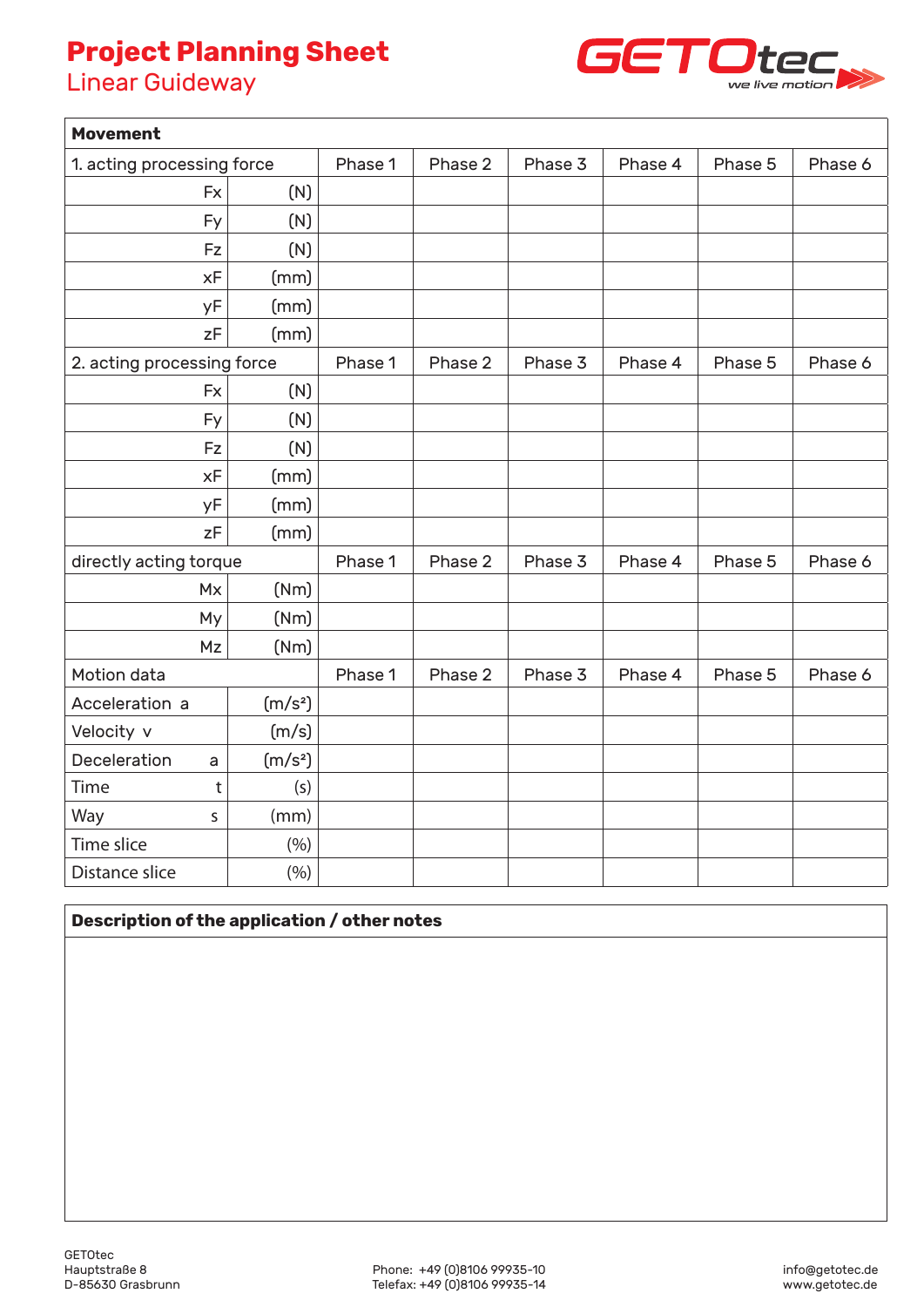# Project Planning Sheet

## Linear Guideway

| **Movement** | | | | | | | |
|---|---|---|---|---|---|---|---|
| 1. acting processing force | | Phase 1 | Phase 2 | Phase 3 | Phase 4 | Phase 5 | Phase 6 |
| Fx | (N) | | | | | | |
| Fy | (N) | | | | | | |
| Fz | (N) | | | | | | |
| xF | (mm) | | | | | | |
| yF | (mm) | | | | | | |
| zF | (mm) | | | | | | |
| 2. acting processing force | | Phase 1 | Phase 2 | Phase 3 | Phase 4 | Phase 5 | Phase 6 |
| Fx | (N) | | | | | | |
| Fy | (N) | | | | | | |
| Fz | (N) | | | | | | |
| xF | (mm) | | | | | | |
| yF | (mm) | | | | | | |
| zF | (mm) | | | | | | |
| directly acting torque | | Phase 1 | Phase 2 | Phase 3 | Phase 4 | Phase 5 | Phase 6 |
| Mx | (Nm) | | | | | | |
| My | (Nm) | | | | | | |
| Mz | (Nm) | | | | | | |
| Motion data | | Phase 1 | Phase 2 | Phase 3 | Phase 4 | Phase 5 | Phase 6 |
| Acceleration a | ($m/s^2$) | | | | | | |
| Velocity v | (m/s) | | | | | | |
| Deceleration a | ($m/s^2$) | | | | | | |
| Time t | (s) | | | | | | |
| Way s | (mm) | | | | | | |
| Time slice | (%) | | | | | | |
| Distance slice | (%) | | | | | | |

| **Description of the application / other notes** |
|---|
| |

GETOtec
Hauptstraße 8
D-85630 Grasbrunn

Phone: +49 (0)8106 99935-10
Telefax: +49 (0)8106 99935-14

info@getotec.de
www.getotec.de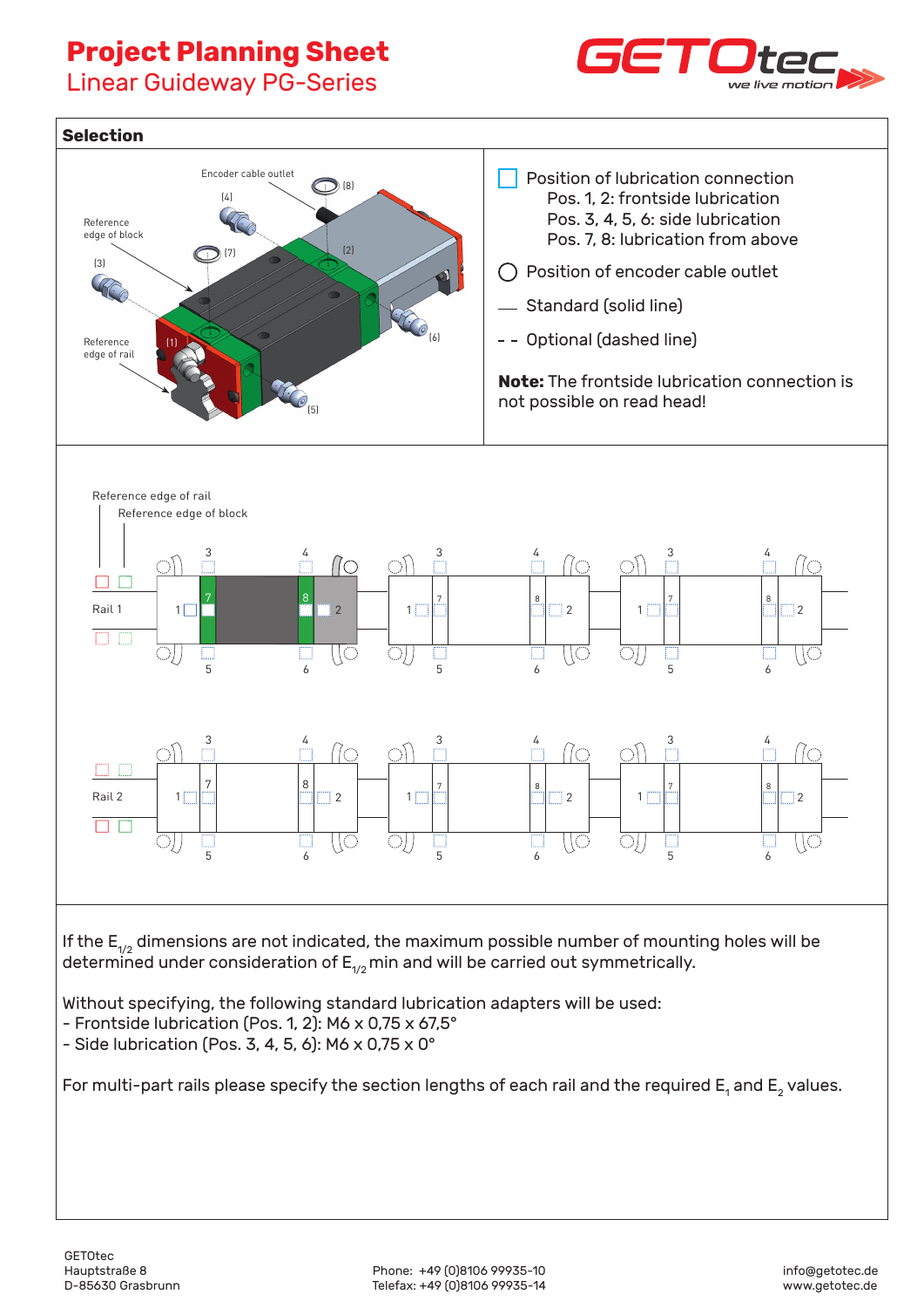# Project Planning Sheet

Linear Guideway PG-Series

## Selection

Encoder cable outlet
[8]
[4]
Reference edge of block
[7]
[2]
[3]
Reference edge of rail
[1]
[6]
[5]

- Position of lubrication connection
  - Pos. 1, 2: frontside lubrication
  - Pos. 3, 4, 5, 6: side lubrication
  - Pos. 7, 8: lubrication from above
- Position of encoder cable outlet
- Standard (solid line)
- Optional (dashed line)

**Note:** The frontside lubrication connection is not possible on read head!

Reference edge of rail
Reference edge of block

Rail 1

Rail 2

If the $E_{1/2}$ dimensions are not indicated, the maximum possible number of mounting holes will be determined under consideration of $E_{1/2}$ min and will be carried out symmetrically.

Without specifying, the following standard lubrication adapters will be used:
- Frontside lubrication (Pos. 1, 2): M6 x 0,75 x 67,5°
- Side lubrication (Pos. 3, 4, 5, 6): M6 x 0,75 x 0°

For multi-part rails please specify the section lengths of each rail and the required $E_1$ and $E_2$ values.

GETOtec
Hauptstraße 8
D-85630 Grasbrunn

Phone: +49 (0)8106 99935-10
Telefax: +49 (0)8106 99935-14

info@getotec.de
www.getotec.de